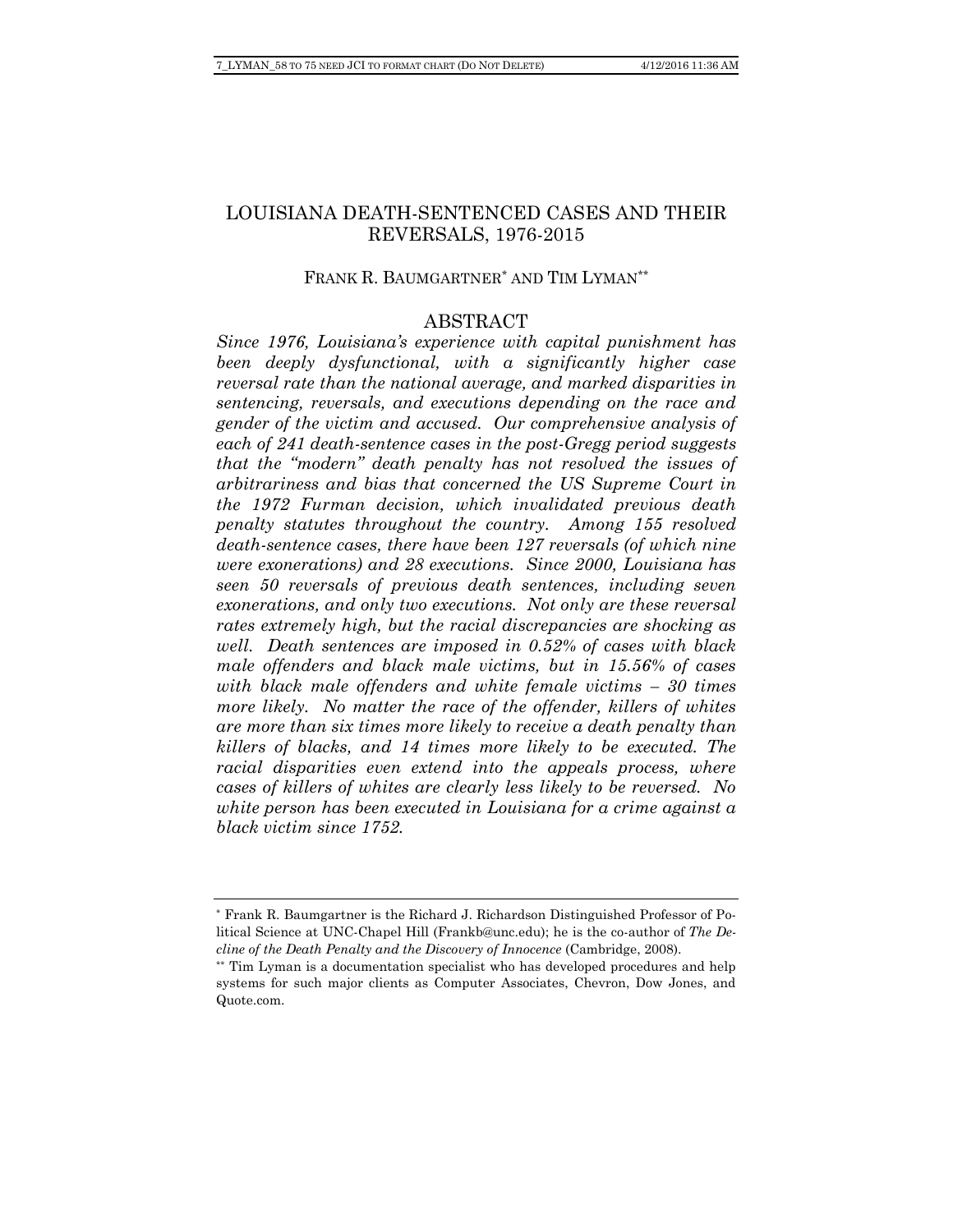# LOUISIANA DEATH-SENTENCED CASES AND THEIR REVERSALS, 1976-2015

FRANK R. BAUMGARTNER[*] AND TIM LYMAN[**]

## ABSTRACT

*Since 1976, Louisiana's experience with capital punishment has been deeply dysfunctional, with a significantly higher case reversal rate than the national average, and marked disparities in sentencing, reversals, and executions depending on the race and gender of the victim and accused. Our comprehensive analysis of each of 241 death-sentence cases in the post-Gregg period suggests that the "modern" death penalty has not resolved the issues of arbitrariness and bias that concerned the US Supreme Court in the 1972 Furman decision, which invalidated previous death penalty statutes throughout the country. Among 155 resolved death-sentence cases, there have been 127 reversals (of which nine were exonerations) and 28 executions. Since 2000, Louisiana has seen 50 reversals of previous death sentences, including seven exonerations, and only two executions. Not only are these reversal rates extremely high, but the racial discrepancies are shocking as well. Death sentences are imposed in 0.52% of cases with black male offenders and black male victims, but in 15.56% of cases with black male offenders and white female victims – 30 times more likely. No matter the race of the offender, killers of whites are more than six times more likely to receive a death penalty than killers of blacks, and 14 times more likely to be executed. The racial disparities even extend into the appeals process, where cases of killers of whites are clearly less likely to be reversed. No white person has been executed in Louisiana for a crime against a black victim since 1752.*

---

[*] Frank R. Baumgartner is the Richard J. Richardson Distinguished Professor of Political Science at UNC-Chapel Hill (Frankb@unc.edu); he is the co-author of *The Decline of the Death Penalty and the Discovery of Innocence* (Cambridge, 2008).

[**] Tim Lyman is a documentation specialist who has developed procedures and help systems for such major clients as Computer Associates, Chevron, Dow Jones, and Quote.com.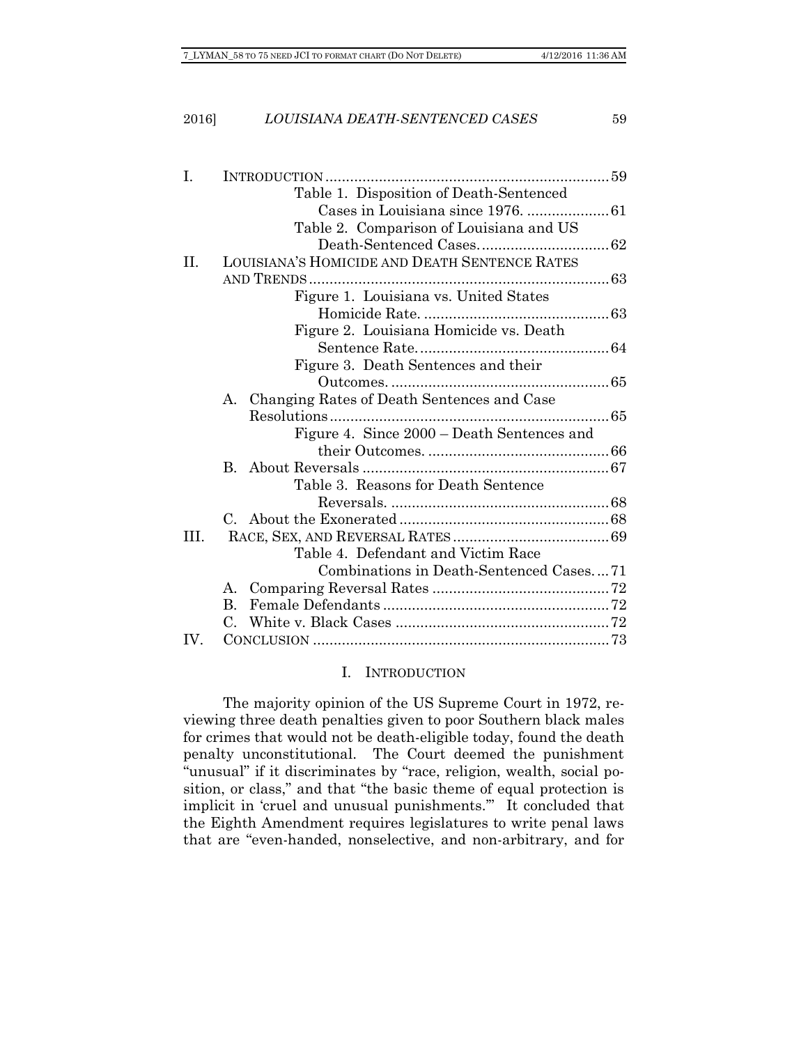I. INTRODUCTION ..... 59

  Table 1. Disposition of Death-Sentenced Cases in Louisiana since 1976. ..... 61

  Table 2. Comparison of Louisiana and US Death-Sentenced Cases. ..... 62

II. LOUISIANA'S HOMICIDE AND DEATH SENTENCE RATES AND TRENDS ..... 63

  Figure 1. Louisiana vs. United States Homicide Rate. ..... 63

  Figure 2. Louisiana Homicide vs. Death Sentence Rate. ..... 64

  Figure 3. Death Sentences and their Outcomes. ..... 65

  A. Changing Rates of Death Sentences and Case Resolutions ..... 65

  Figure 4. Since 2000 – Death Sentences and their Outcomes. ..... 66

  B. About Reversals ..... 67

  Table 3. Reasons for Death Sentence Reversals. ..... 68

  C. About the Exonerated ..... 68

III. RACE, SEX, AND REVERSAL RATES ..... 69

  Table 4. Defendant and Victim Race Combinations in Death-Sentenced Cases. ..... 71

  A. Comparing Reversal Rates ..... 72

  B. Female Defendants ..... 72

  C. White v. Black Cases ..... 72

IV. CONCLUSION ..... 73

# I. INTRODUCTION

The majority opinion of the US Supreme Court in 1972, reviewing three death penalties given to poor Southern black males for crimes that would not be death-eligible today, found the death penalty unconstitutional. The Court deemed the punishment "unusual" if it discriminates by "race, religion, wealth, social position, or class," and that "the basic theme of equal protection is implicit in 'cruel and unusual punishments.'" It concluded that the Eighth Amendment requires legislatures to write penal laws that are "even-handed, nonselective, and non-arbitrary, and for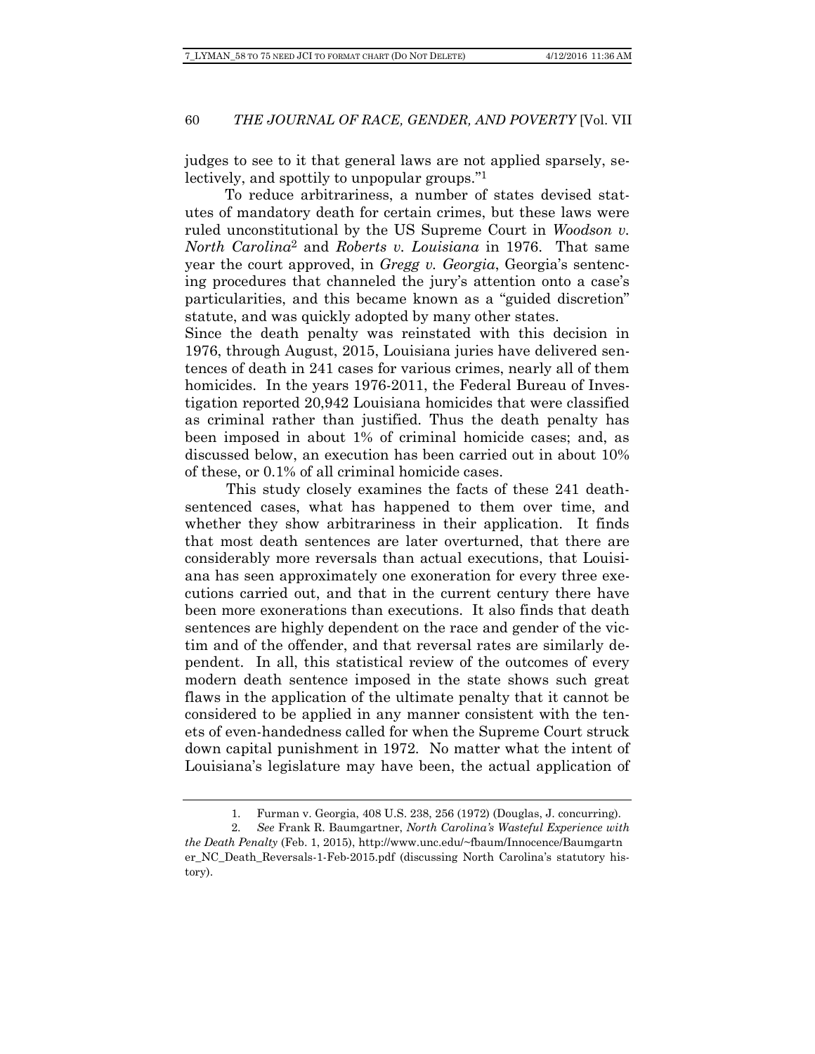judges to see to it that general laws are not applied sparsely, selectively, and spottily to unpopular groups."[1]

To reduce arbitrariness, a number of states devised statutes of mandatory death for certain crimes, but these laws were ruled unconstitutional by the US Supreme Court in *Woodson v. North Carolina*[2] and *Roberts v. Louisiana* in 1976. That same year the court approved, in *Gregg v. Georgia*, Georgia's sentencing procedures that channeled the jury's attention onto a case's particularities, and this became known as a "guided discretion" statute, and was quickly adopted by many other states.

Since the death penalty was reinstated with this decision in 1976, through August, 2015, Louisiana juries have delivered sentences of death in 241 cases for various crimes, nearly all of them homicides. In the years 1976-2011, the Federal Bureau of Investigation reported 20,942 Louisiana homicides that were classified as criminal rather than justified. Thus the death penalty has been imposed in about 1% of criminal homicide cases; and, as discussed below, an execution has been carried out in about 10% of these, or 0.1% of all criminal homicide cases.

This study closely examines the facts of these 241 death-sentenced cases, what has happened to them over time, and whether they show arbitrariness in their application. It finds that most death sentences are later overturned, that there are considerably more reversals than actual executions, that Louisiana has seen approximately one exoneration for every three executions carried out, and that in the current century there have been more exonerations than executions. It also finds that death sentences are highly dependent on the race and gender of the victim and of the offender, and that reversal rates are similarly dependent. In all, this statistical review of the outcomes of every modern death sentence imposed in the state shows such great flaws in the application of the ultimate penalty that it cannot be considered to be applied in any manner consistent with the tenets of even-handedness called for when the Supreme Court struck down capital punishment in 1972. No matter what the intent of Louisiana's legislature may have been, the actual application of

---

1. Furman v. Georgia, 408 U.S. 238, 256 (1972) (Douglas, J. concurring).

2. *See* Frank R. Baumgartner, *North Carolina's Wasteful Experience with the Death Penalty* (Feb. 1, 2015), http://www.unc.edu/~fbaum/Innocence/Baumgartner_NC_Death_Reversals-1-Feb-2015.pdf (discussing North Carolina's statutory history).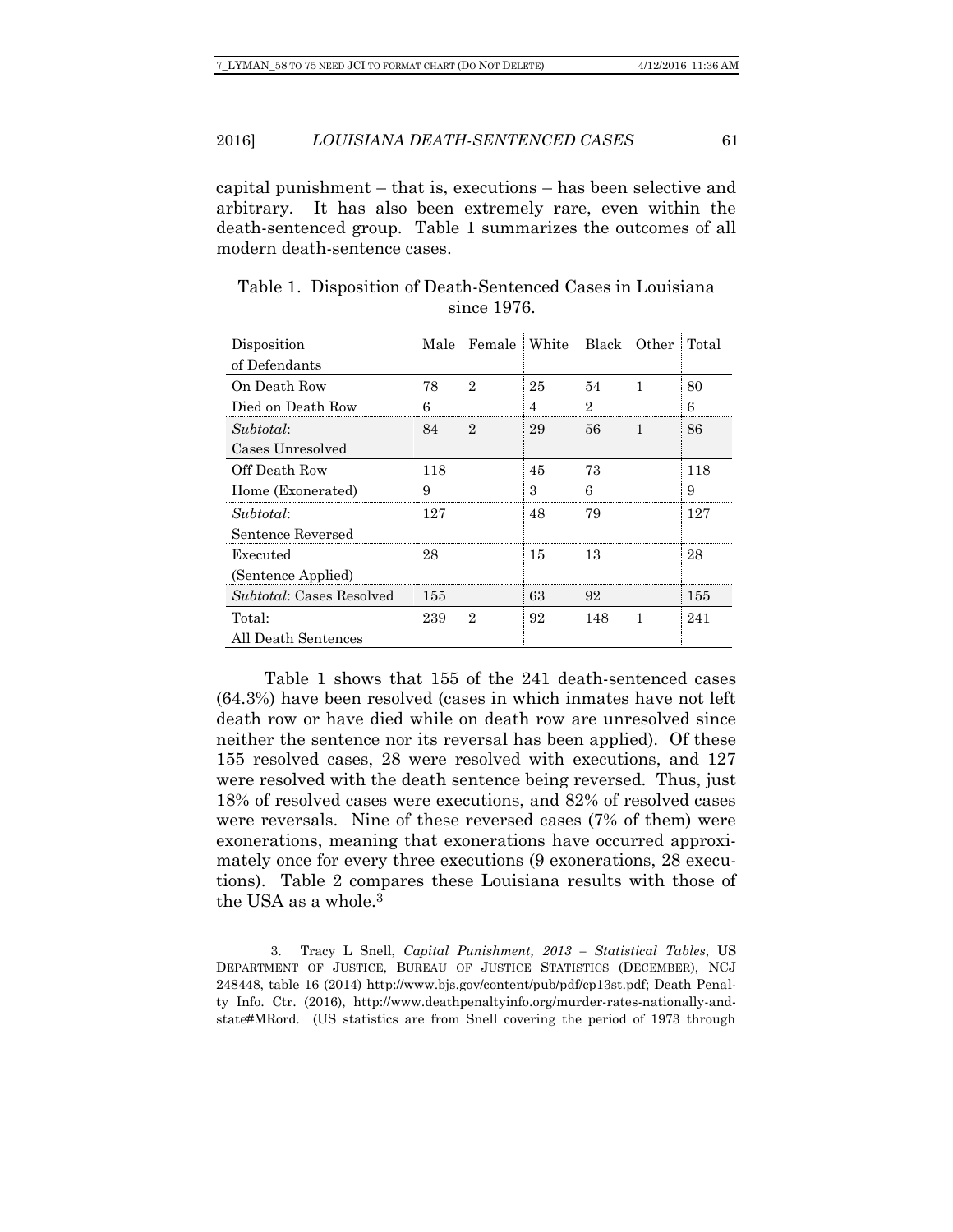capital punishment – that is, executions – has been selective and arbitrary. It has also been extremely rare, even within the death-sentenced group. Table 1 summarizes the outcomes of all modern death-sentence cases.

Table 1. Disposition of Death-Sentenced Cases in Louisiana since 1976.

| Disposition of Defendants | Male | Female | White | Black | Other | Total |
|---|---|---|---|---|---|---|
| On Death Row | 78 | 2 | 25 | 54 | 1 | 80 |
| Died on Death Row | 6 | | 4 | 2 | | 6 |
| *Subtotal*: Cases Unresolved | 84 | 2 | 29 | 56 | 1 | 86 |
| Off Death Row | 118 | | 45 | 73 | | 118 |
| Home (Exonerated) | 9 | | 3 | 6 | | 9 |
| *Subtotal*: Sentence Reversed | 127 | | 48 | 79 | | 127 |
| Executed (Sentence Applied) | 28 | | 15 | 13 | | 28 |
| *Subtotal*: Cases Resolved | 155 | | 63 | 92 | | 155 |
| Total: All Death Sentences | 239 | 2 | 92 | 148 | 1 | 241 |

Table 1 shows that 155 of the 241 death-sentenced cases (64.3%) have been resolved (cases in which inmates have not left death row or have died while on death row are unresolved since neither the sentence nor its reversal has been applied). Of these 155 resolved cases, 28 were resolved with executions, and 127 were resolved with the death sentence being reversed. Thus, just 18% of resolved cases were executions, and 82% of resolved cases were reversals. Nine of these reversed cases (7% of them) were exonerations, meaning that exonerations have occurred approximately once for every three executions (9 exonerations, 28 executions). Table 2 compares these Louisiana results with those of the USA as a whole.[3]

---

3. Tracy L Snell, *Capital Punishment, 2013 – Statistical Tables*, US DEPARTMENT OF JUSTICE, BUREAU OF JUSTICE STATISTICS (DECEMBER), NCJ 248448, table 16 (2014) http://www.bjs.gov/content/pub/pdf/cp13st.pdf; Death Penalty Info. Ctr. (2016), http://www.deathpenaltyinfo.org/murder-rates-nationally-and-state#MRord. (US statistics are from Snell covering the period of 1973 through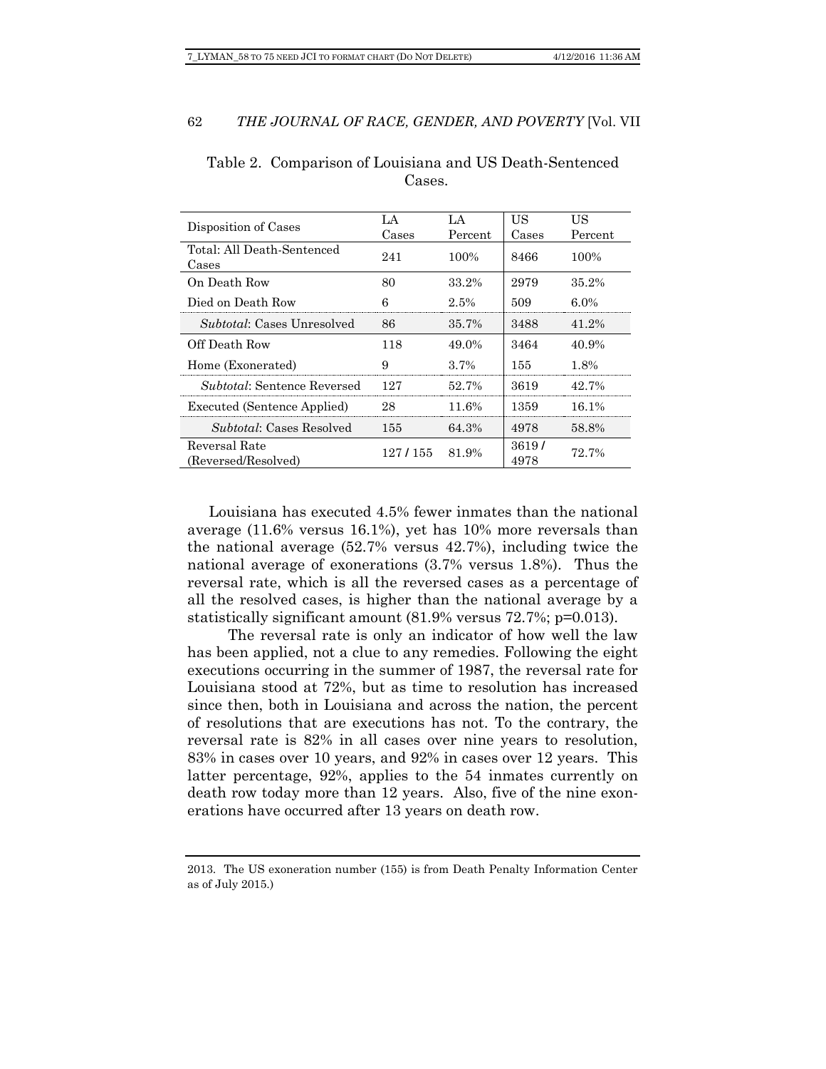Table 2. Comparison of Louisiana and US Death-Sentenced Cases.

| Disposition of Cases | LA Cases | LA Percent | US Cases | US Percent |
|---|---|---|---|---|
| Total: All Death-Sentenced Cases | 241 | 100% | 8466 | 100% |
| On Death Row | 80 | 33.2% | 2979 | 35.2% |
| Died on Death Row | 6 | 2.5% | 509 | 6.0% |
| *Subtotal*: Cases Unresolved | 86 | 35.7% | 3488 | 41.2% |
| Off Death Row | 118 | 49.0% | 3464 | 40.9% |
| Home (Exonerated) | 9 | 3.7% | 155 | 1.8% |
| *Subtotal*: Sentence Reversed | 127 | 52.7% | 3619 | 42.7% |
| Executed (Sentence Applied) | 28 | 11.6% | 1359 | 16.1% |
| *Subtotal*: Cases Resolved | 155 | 64.3% | 4978 | 58.8% |
| Reversal Rate (Reversed/Resolved) | 127 / 155 | 81.9% | 3619 / 4978 | 72.7% |

Louisiana has executed 4.5% fewer inmates than the national average (11.6% versus 16.1%), yet has 10% more reversals than the national average (52.7% versus 42.7%), including twice the national average of exonerations (3.7% versus 1.8%). Thus the reversal rate, which is all the reversed cases as a percentage of all the resolved cases, is higher than the national average by a statistically significant amount (81.9% versus 72.7%; $p=0.013$).

The reversal rate is only an indicator of how well the law has been applied, not a clue to any remedies. Following the eight executions occurring in the summer of 1987, the reversal rate for Louisiana stood at 72%, but as time to resolution has increased since then, both in Louisiana and across the nation, the percent of resolutions that are executions has not. To the contrary, the reversal rate is 82% in all cases over nine years to resolution, 83% in cases over 10 years, and 92% in cases over 12 years. This latter percentage, 92%, applies to the 54 inmates currently on death row today more than 12 years. Also, five of the nine exonerations have occurred after 13 years on death row.

---

2013. The US exoneration number (155) is from Death Penalty Information Center as of July 2015.)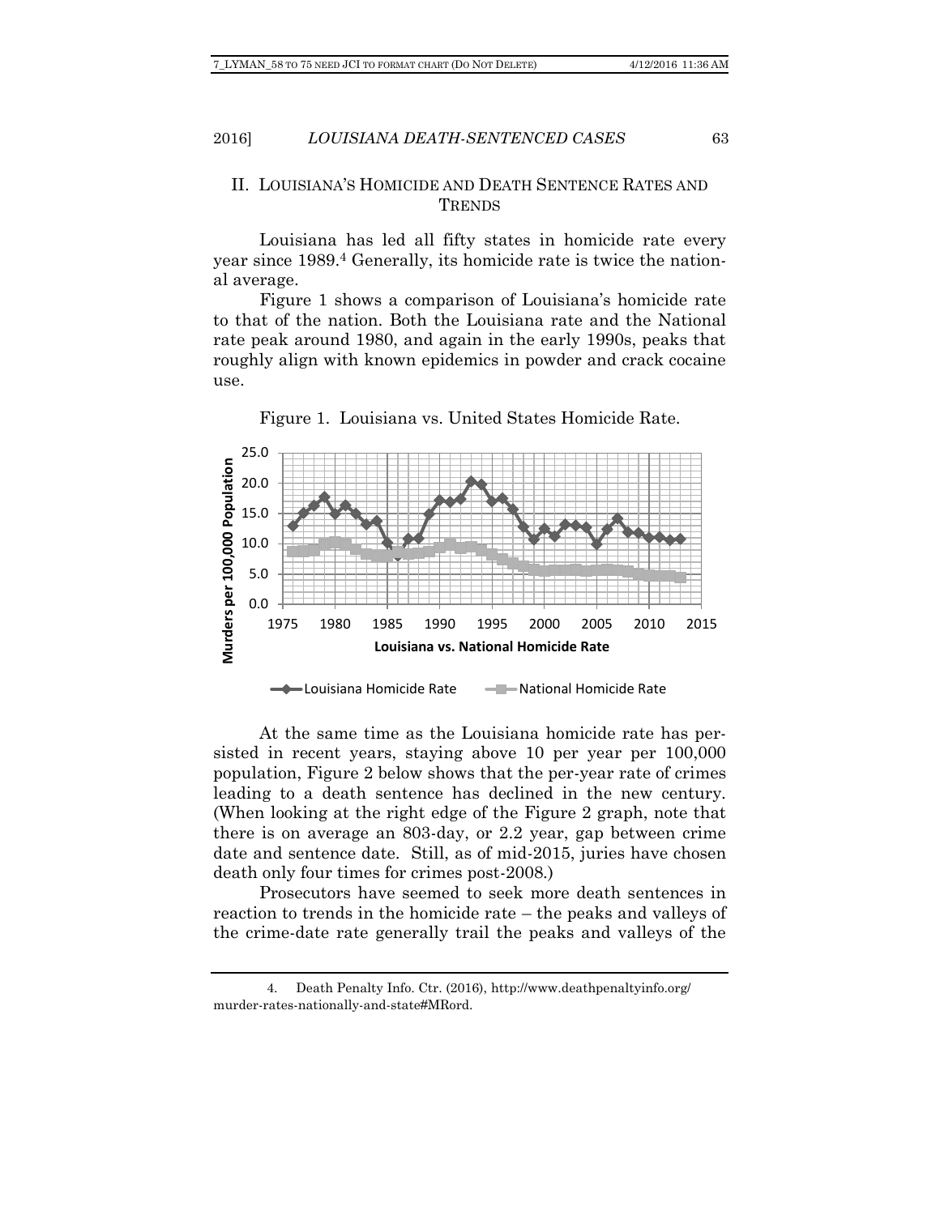## II. LOUISIANA'S HOMICIDE AND DEATH SENTENCE RATES AND TRENDS

Louisiana has led all fifty states in homicide rate every year since 1989.[4] Generally, its homicide rate is twice the national average.

Figure 1 shows a comparison of Louisiana's homicide rate to that of the nation. Both the Louisiana rate and the National rate peak around 1980, and again in the early 1990s, peaks that roughly align with known epidemics in powder and crack cocaine use.

Figure 1. Louisiana vs. United States Homicide Rate.

At the same time as the Louisiana homicide rate has persisted in recent years, staying above 10 per year per 100,000 population, Figure 2 below shows that the per-year rate of crimes leading to a death sentence has declined in the new century. (When looking at the right edge of the Figure 2 graph, note that there is on average an 803-day, or 2.2 year, gap between crime date and sentence date. Still, as of mid-2015, juries have chosen death only four times for crimes post-2008.)

Prosecutors have seemed to seek more death sentences in reaction to trends in the homicide rate – the peaks and valleys of the crime-date rate generally trail the peaks and valleys of the

---

4. Death Penalty Info. Ctr. (2016), http://www.deathpenaltyinfo.org/murder-rates-nationally-and-state#MRord.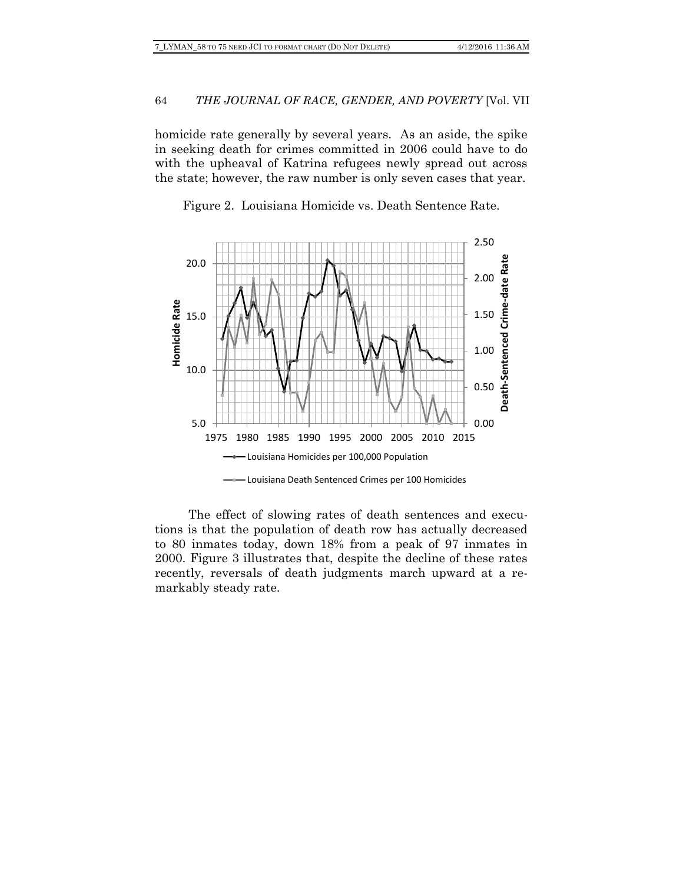homicide rate generally by several years. As an aside, the spike in seeking death for crimes committed in 2006 could have to do with the upheaval of Katrina refugees newly spread out across the state; however, the raw number is only seven cases that year.

Figure 2. Louisiana Homicide vs. Death Sentence Rate.

The effect of slowing rates of death sentences and executions is that the population of death row has actually decreased to 80 inmates today, down 18% from a peak of 97 inmates in 2000. Figure 3 illustrates that, despite the decline of these rates recently, reversals of death judgments march upward at a remarkably steady rate.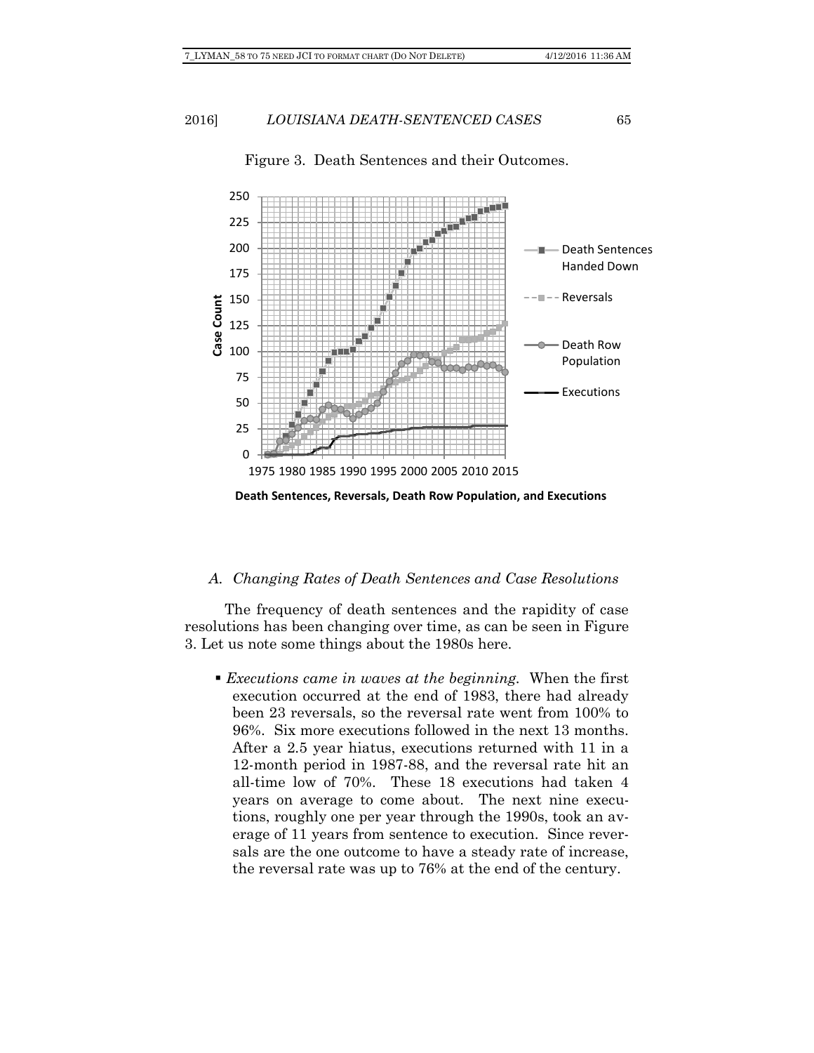Figure 3. Death Sentences and their Outcomes.

Death Sentences, Reversals, Death Row Population, and Executions

### A. Changing Rates of Death Sentences and Case Resolutions

The frequency of death sentences and the rapidity of case resolutions has been changing over time, as can be seen in Figure 3. Let us note some things about the 1980s here.

- *Executions came in waves at the beginning.* When the first execution occurred at the end of 1983, there had already been 23 reversals, so the reversal rate went from 100% to 96%. Six more executions followed in the next 13 months. After a 2.5 year hiatus, executions returned with 11 in a 12-month period in 1987-88, and the reversal rate hit an all-time low of 70%. These 18 executions had taken 4 years on average to come about. The next nine executions, roughly one per year through the 1990s, took an average of 11 years from sentence to execution. Since reversals are the one outcome to have a steady rate of increase, the reversal rate was up to 76% at the end of the century.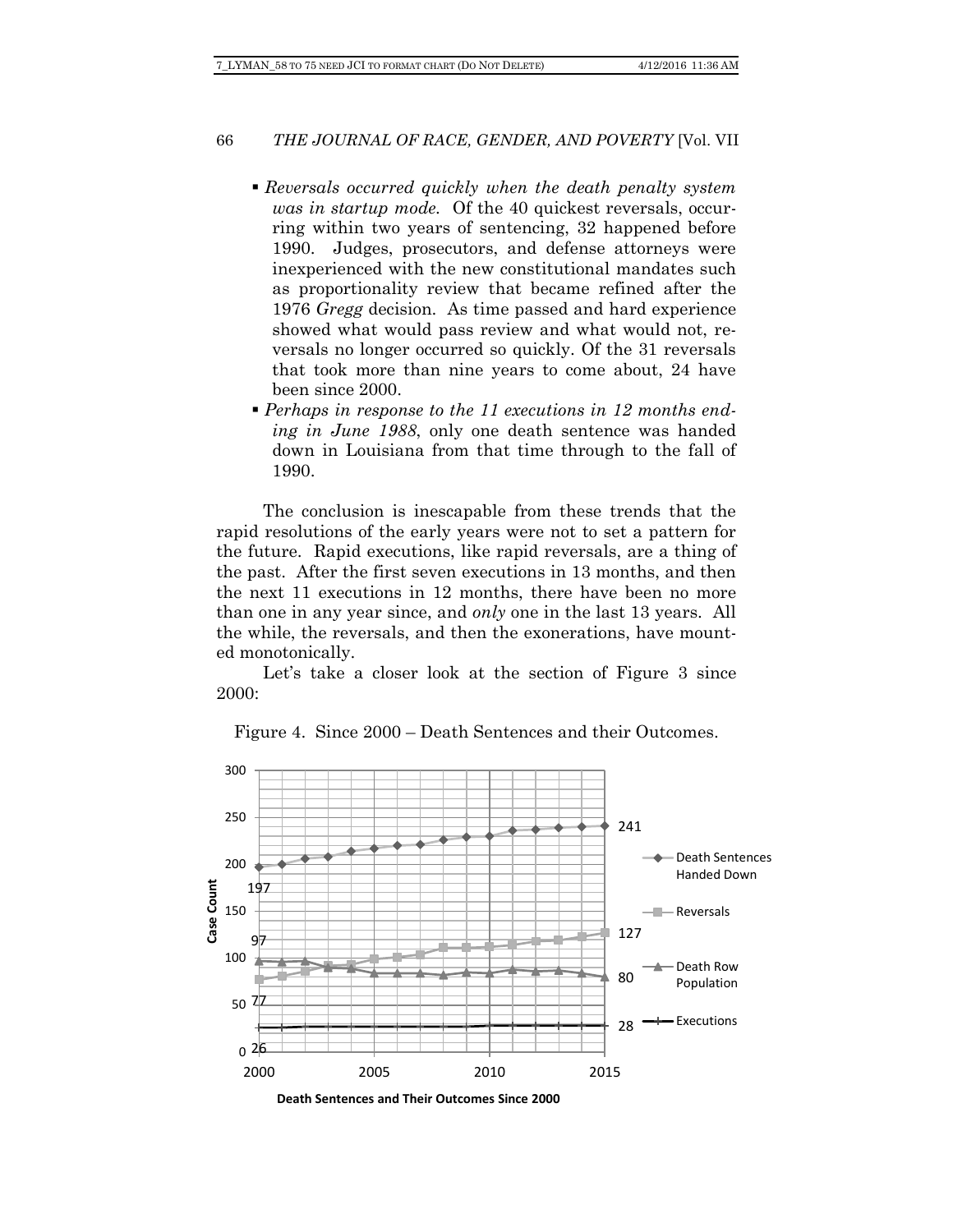- *Reversals occurred quickly when the death penalty system was in startup mode.* Of the 40 quickest reversals, occurring within two years of sentencing, 32 happened before 1990. Judges, prosecutors, and defense attorneys were inexperienced with the new constitutional mandates such as proportionality review that became refined after the 1976 *Gregg* decision. As time passed and hard experience showed what would pass review and what would not, reversals no longer occurred so quickly. Of the 31 reversals that took more than nine years to come about, 24 have been since 2000.
- *Perhaps in response to the 11 executions in 12 months ending in June 1988*, only one death sentence was handed down in Louisiana from that time through to the fall of 1990.

The conclusion is inescapable from these trends that the rapid resolutions of the early years were not to set a pattern for the future. Rapid executions, like rapid reversals, are a thing of the past. After the first seven executions in 13 months, and then the next 11 executions in 12 months, there have been no more than one in any year since, and *only* one in the last 13 years. All the while, the reversals, and then the exonerations, have mounted monotonically.

Let's take a closer look at the section of Figure 3 since 2000:

Figure 4. Since 2000 – Death Sentences and their Outcomes.

Case Count

Death Sentences Handed Down: 197 (2000), 241 (2015)

Reversals: 77 (2000), 127 (2015)

Death Row Population: 97 (2000), 80 (2015)

Executions: 26 (2000), 28 (2015)

Death Sentences and Their Outcomes Since 2000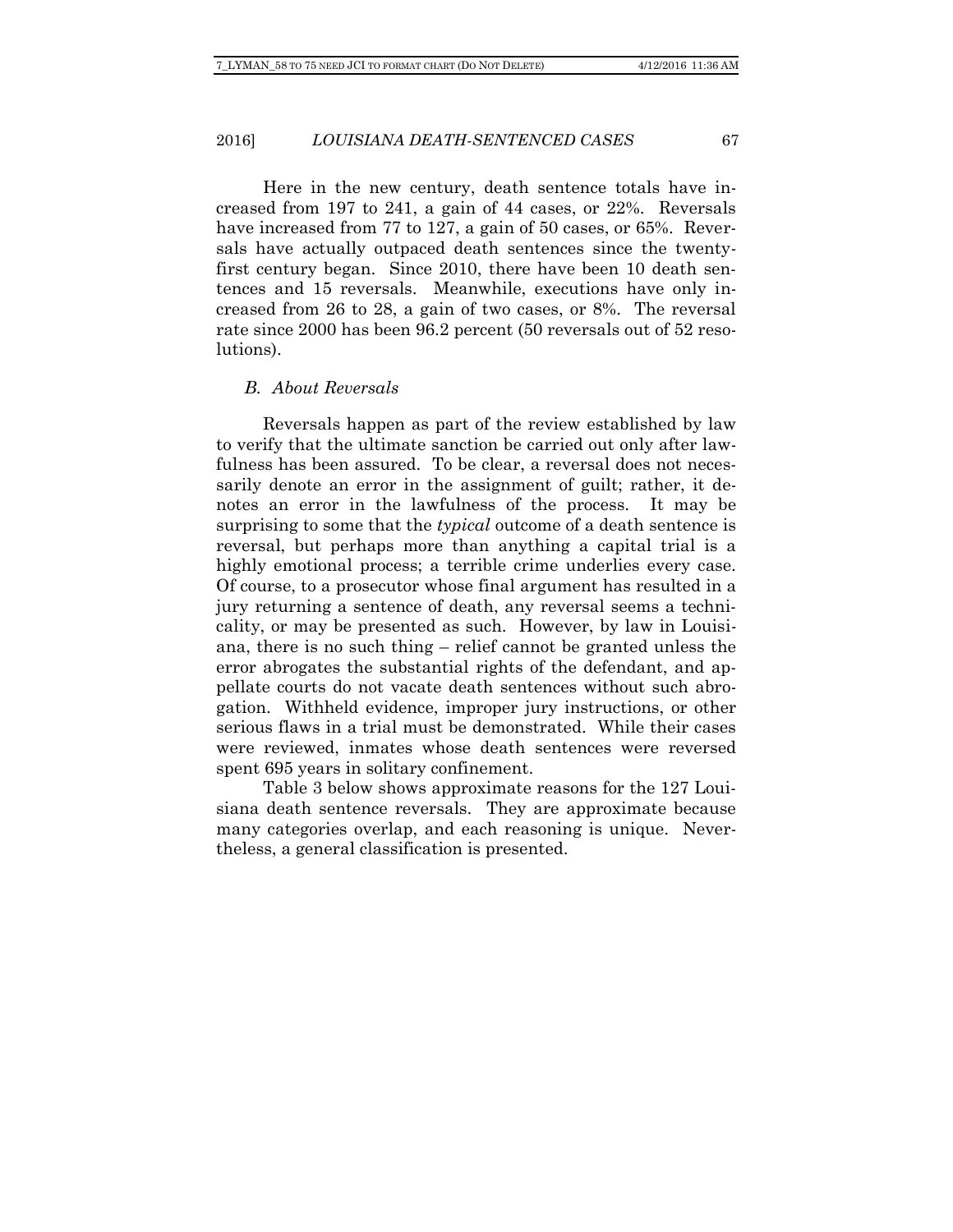Here in the new century, death sentence totals have increased from 197 to 241, a gain of 44 cases, or 22%. Reversals have increased from 77 to 127, a gain of 50 cases, or 65%. Reversals have actually outpaced death sentences since the twenty-first century began. Since 2010, there have been 10 death sentences and 15 reversals. Meanwhile, executions have only increased from 26 to 28, a gain of two cases, or 8%. The reversal rate since 2000 has been 96.2 percent (50 reversals out of 52 resolutions).

### *B. About Reversals*

Reversals happen as part of the review established by law to verify that the ultimate sanction be carried out only after lawfulness has been assured. To be clear, a reversal does not necessarily denote an error in the assignment of guilt; rather, it denotes an error in the lawfulness of the process. It may be surprising to some that the *typical* outcome of a death sentence is reversal, but perhaps more than anything a capital trial is a highly emotional process; a terrible crime underlies every case. Of course, to a prosecutor whose final argument has resulted in a jury returning a sentence of death, any reversal seems a technicality, or may be presented as such. However, by law in Louisiana, there is no such thing – relief cannot be granted unless the error abrogates the substantial rights of the defendant, and appellate courts do not vacate death sentences without such abrogation. Withheld evidence, improper jury instructions, or other serious flaws in a trial must be demonstrated. While their cases were reviewed, inmates whose death sentences were reversed spent 695 years in solitary confinement.

Table 3 below shows approximate reasons for the 127 Louisiana death sentence reversals. They are approximate because many categories overlap, and each reasoning is unique. Nevertheless, a general classification is presented.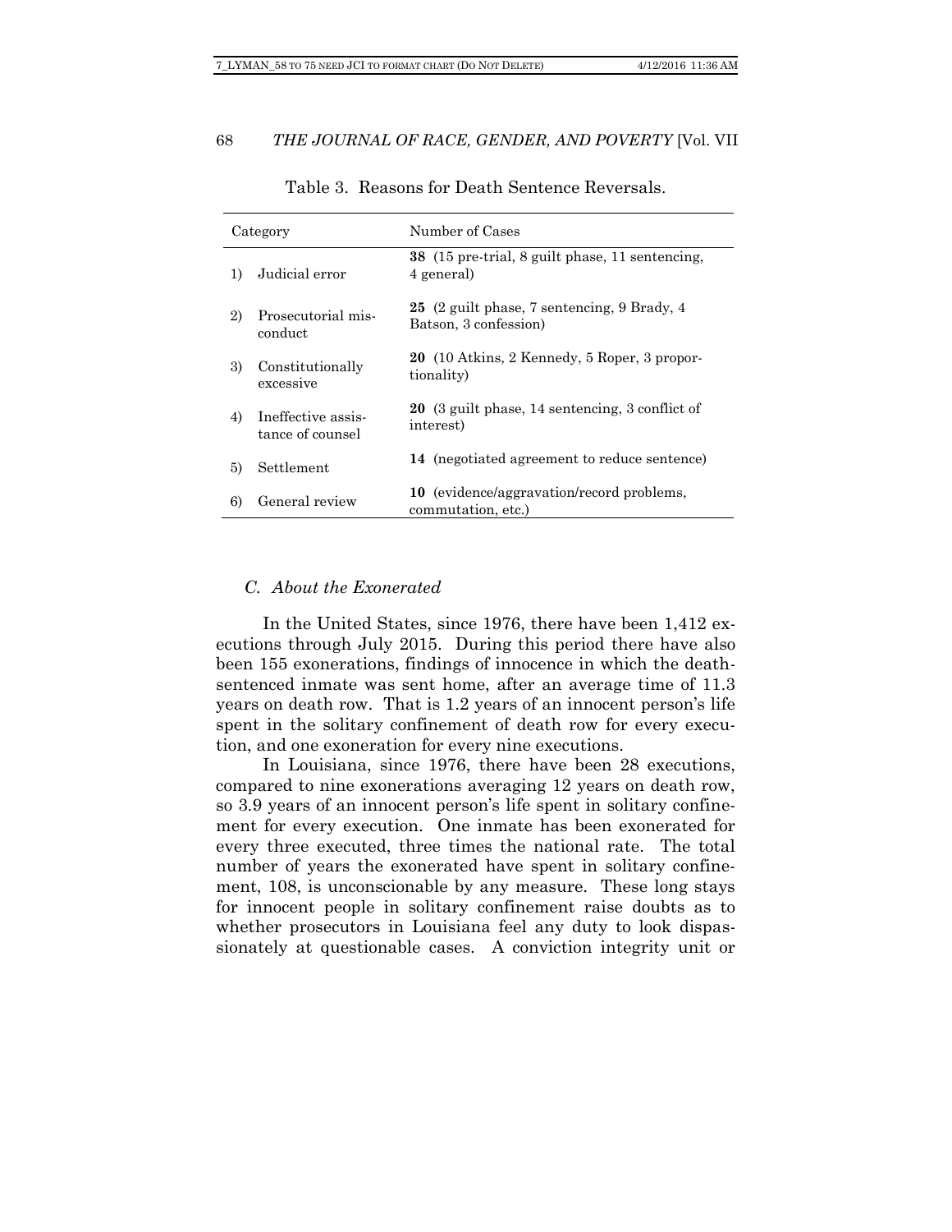Table 3. Reasons for Death Sentence Reversals.

| Category | Number of Cases |
|---|---|
| 1) Judicial error | **38** (15 pre-trial, 8 guilt phase, 11 sentencing, 4 general) |
| 2) Prosecutorial misconduct | **25** (2 guilt phase, 7 sentencing, 9 Brady, 4 Batson, 3 confession) |
| 3) Constitutionally excessive | **20** (10 Atkins, 2 Kennedy, 5 Roper, 3 proportionality) |
| 4) Ineffective assistance of counsel | **20** (3 guilt phase, 14 sentencing, 3 conflict of interest) |
| 5) Settlement | **14** (negotiated agreement to reduce sentence) |
| 6) General review | **10** (evidence/aggravation/record problems, commutation, etc.) |

### *C. About the Exonerated*

In the United States, since 1976, there have been 1,412 executions through July 2015. During this period there have also been 155 exonerations, findings of innocence in which the death-sentenced inmate was sent home, after an average time of 11.3 years on death row. That is 1.2 years of an innocent person's life spent in the solitary confinement of death row for every execution, and one exoneration for every nine executions.

In Louisiana, since 1976, there have been 28 executions, compared to nine exonerations averaging 12 years on death row, so 3.9 years of an innocent person's life spent in solitary confinement for every execution. One inmate has been exonerated for every three executed, three times the national rate. The total number of years the exonerated have spent in solitary confinement, 108, is unconscionable by any measure. These long stays for innocent people in solitary confinement raise doubts as to whether prosecutors in Louisiana feel any duty to look dispassionately at questionable cases. A conviction integrity unit or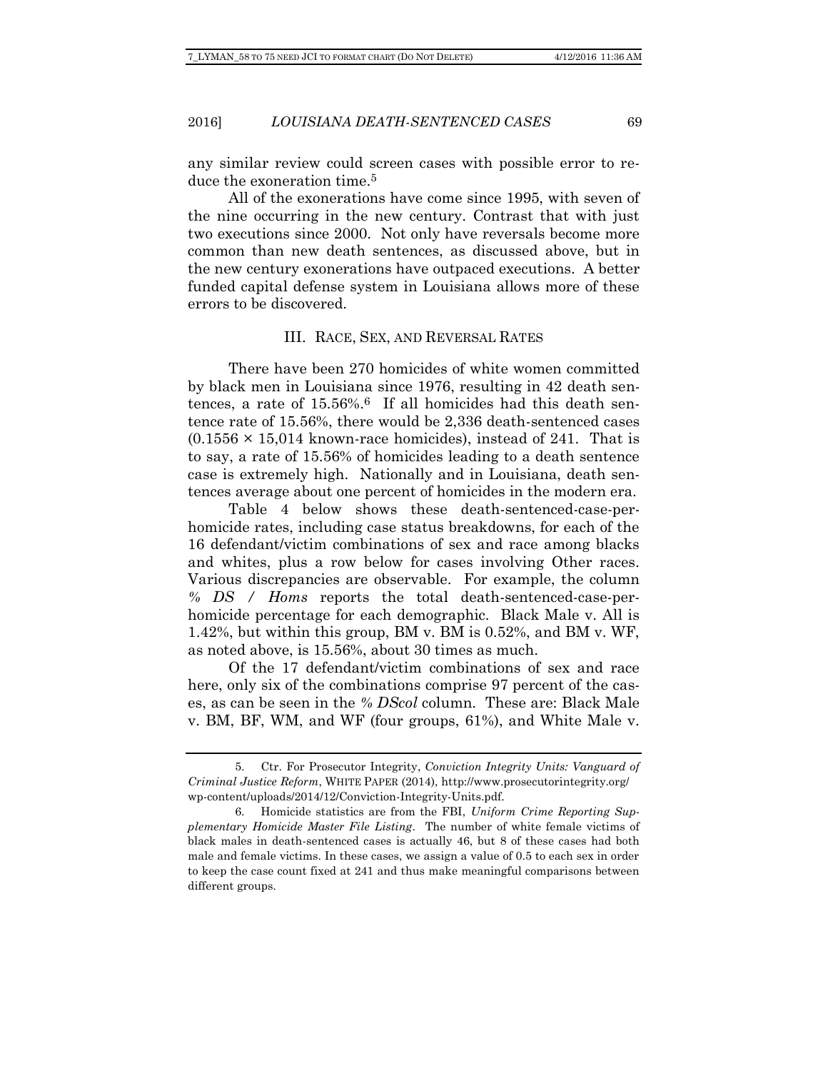any similar review could screen cases with possible error to reduce the exoneration time.[5]

All of the exonerations have come since 1995, with seven of the nine occurring in the new century. Contrast that with just two executions since 2000. Not only have reversals become more common than new death sentences, as discussed above, but in the new century exonerations have outpaced executions. A better funded capital defense system in Louisiana allows more of these errors to be discovered.

## III. Race, Sex, and Reversal Rates

There have been 270 homicides of white women committed by black men in Louisiana since 1976, resulting in 42 death sentences, a rate of 15.56%.[6] If all homicides had this death sentence rate of 15.56%, there would be 2,336 death-sentenced cases ($0.1556 \times 15{,}014$ known-race homicides), instead of 241. That is to say, a rate of 15.56% of homicides leading to a death sentence case is extremely high. Nationally and in Louisiana, death sentences average about one percent of homicides in the modern era.

Table 4 below shows these death-sentenced-case-per-homicide rates, including case status breakdowns, for each of the 16 defendant/victim combinations of sex and race among blacks and whites, plus a row below for cases involving Other races. Various discrepancies are observable. For example, the column *% DS / Homs* reports the total death-sentenced-case-per-homicide percentage for each demographic. Black Male v. All is 1.42%, but within this group, BM v. BM is 0.52%, and BM v. WF, as noted above, is 15.56%, about 30 times as much.

Of the 17 defendant/victim combinations of sex and race here, only six of the combinations comprise 97 percent of the cases, as can be seen in the *% DScol* column. These are: Black Male v. BM, BF, WM, and WF (four groups, 61%), and White Male v.

---

5. Ctr. For Prosecutor Integrity, *Conviction Integrity Units: Vanguard of Criminal Justice Reform*, WHITE PAPER (2014), http://www.prosecutorintegrity.org/wp-content/uploads/2014/12/Conviction-Integrity-Units.pdf.

6. Homicide statistics are from the FBI, *Uniform Crime Reporting Supplementary Homicide Master File Listing*. The number of white female victims of black males in death-sentenced cases is actually 46, but 8 of these cases had both male and female victims. In these cases, we assign a value of 0.5 to each sex in order to keep the case count fixed at 241 and thus make meaningful comparisons between different groups.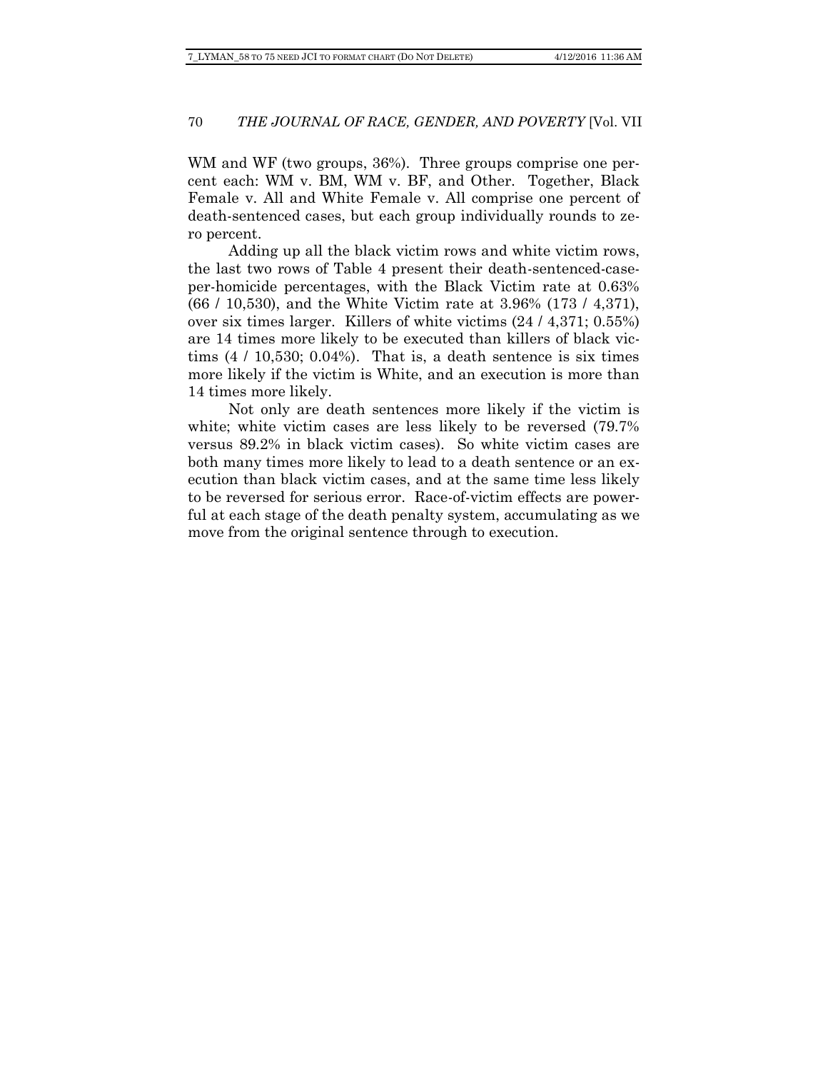WM and WF (two groups, 36%). Three groups comprise one percent each: WM v. BM, WM v. BF, and Other. Together, Black Female v. All and White Female v. All comprise one percent of death-sentenced cases, but each group individually rounds to zero percent.

Adding up all the black victim rows and white victim rows, the last two rows of Table 4 present their death-sentenced-case-per-homicide percentages, with the Black Victim rate at 0.63% (66 / 10,530), and the White Victim rate at 3.96% (173 / 4,371), over six times larger. Killers of white victims (24 / 4,371; 0.55%) are 14 times more likely to be executed than killers of black victims (4 / 10,530; 0.04%). That is, a death sentence is six times more likely if the victim is White, and an execution is more than 14 times more likely.

Not only are death sentences more likely if the victim is white; white victim cases are less likely to be reversed (79.7% versus 89.2% in black victim cases). So white victim cases are both many times more likely to lead to a death sentence or an execution than black victim cases, and at the same time less likely to be reversed for serious error. Race-of-victim effects are powerful at each stage of the death penalty system, accumulating as we move from the original sentence through to execution.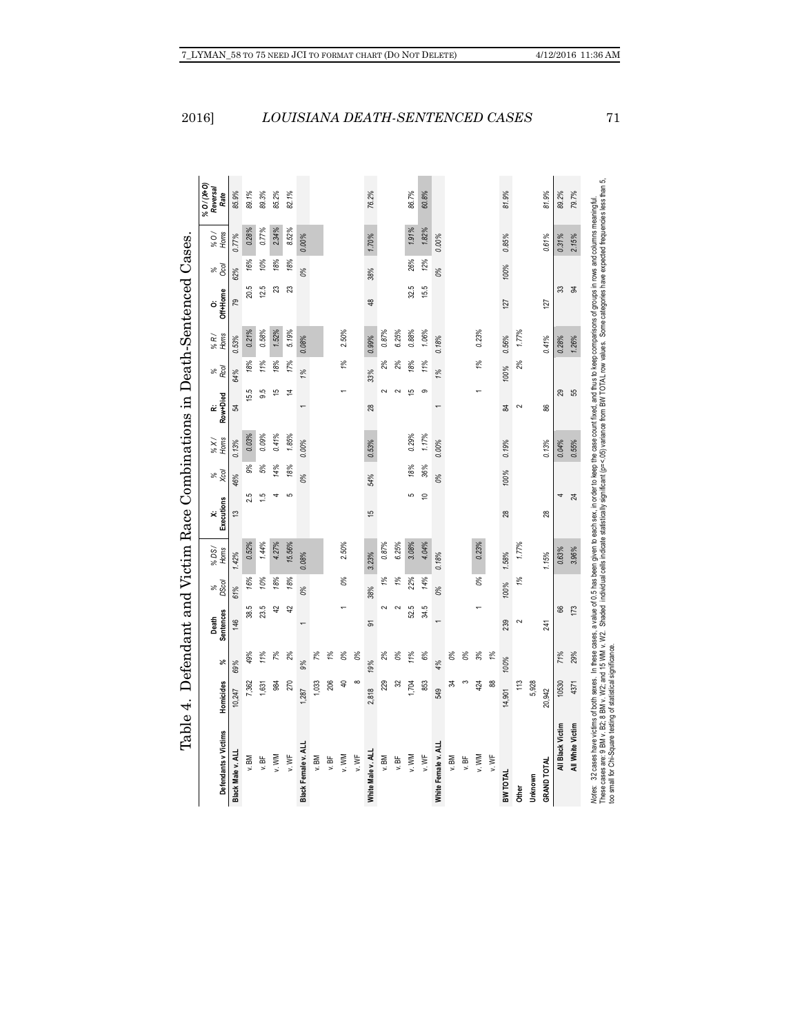# Table 4. Defendant and Victim Race Combinations in Death-Sentenced Cases.

| Defendants v Victims | Homicides | % | Death Sentences | % DScol | % DS/ Homs | X: Executions | % Xcol | % X/ Homs | R: Row+Died | % Rcol | % R/ Homs | O: Off+Home | % Ocol | % O/ Homs | % O / (X+O) Reversal Rate |
|---|---|---|---|---|---|---|---|---|---|---|---|---|---|---|---|
| **Black Male v. ALL** | 10,247 | 69% | 146 | 61% | 1.42% | 13 | 46% | 0.13% | 54 | 64% | 0.53% | 79 | 62% | 0.77% | 85.9% |
| v. BM | 7,362 | 49% | 38.5 | 16% | 0.52% | 2.5 | 9% | 0.03% | 15.5 | 18% | 0.21% | 20.5 | 16% | 0.28% | 89.1% |
| v. BF | 1,631 | 11% | 23.5 | 10% | 1.44% | 1.5 | 5% | 0.09% | 9.5 | 11% | 0.58% | 12.5 | 10% | 0.77% | 89.3% |
| v. WM | 984 | 7% | 42 | 18% | 4.27% | 4 | 14% | 0.41% | 15 | 18% | 1.52% | 23 | 18% | 2.34% | 85.2% |
| v. WF | 270 | 2% | 42 | 18% | 15.56% | 5 | 18% | 1.85% | 14 | 17% | 5.19% | 23 | 18% | 8.52% | 82.1% |
| **Black Female v. ALL** | 1,287 | 9% | 1 | 0% | 0.08% | | 0% | 0.00% | 1 | 1% | 0.08% | | 0% | 0.00% | |
| v. BM | 1,033 | 7% | | | | | | | | | | | | | |
| v. BF | 206 | 1% | | | | | | | | | | | | | |
| v. WM | 40 | 0% | 1 | 0% | 2.50% | | | | 1 | 1% | 2.50% | | | | |
| v. WF | 8 | 0% | | | | | | | | | | | | | |
| **White Male v. ALL** | 2,818 | 19% | 91 | 38% | 3.23% | 15 | 54% | 0.53% | 28 | 33% | 0.99% | 48 | 38% | 1.70% | 76.2% |
| v. BM | 229 | 2% | 2 | 1% | 0.87% | | | | 2 | 2% | 0.87% | | | | |
| v. BF | 32 | 0% | 2 | 1% | 6.25% | | | | 2 | 2% | 6.25% | | | | |
| v. WM | 1,704 | 11% | 52.5 | 22% | 3.08% | 5 | 18% | 0.29% | 15 | 18% | 0.88% | 32.5 | 26% | 1.91% | 86.7% |
| v. WF | 853 | 6% | 34.5 | 14% | 4.04% | 10 | 36% | 1.17% | 9 | 11% | 1.06% | 15.5 | 12% | 1.82% | 60.8% |
| **White Female v. ALL** | 549 | 4% | 1 | 0% | 0.18% | | 0% | 0.00% | 1 | 1% | 0.18% | | 0% | 0.00% | |
| v. BM | 34 | 0% | | | | | | | | | | | | | |
| v. BF | 3 | 0% | | | | | | | | | | | | | |
| v. WM | 424 | 3% | 1 | 0% | 0.23% | | | | 1 | 1% | 0.23% | | | | |
| v. WF | 88 | 1% | | | | | | | | | | | | | |
| **BW TOTAL** | 14,901 | 100% | 239 | 100% | 1.58% | 28 | 100% | 0.19% | 84 | 100% | 0.56% | 127 | 100% | 0.85% | 81.9% |
| **Other** | 113 | | 2 | 1% | 1.77% | | | | 2 | 2% | 1.77% | | | | |
| **Unknown** | 5,928 | | | | | | | | | | | | | | |
| **GRAND TOTAL** | 20,942 | | 241 | | 1.15% | 28 | | 0.13% | 86 | | 0.41% | 127 | | 0.61% | 81.9% |
| **All Black Victim** | 10530 | 71% | 66 | | 0.63% | 4 | | 0.04% | 29 | | 0.28% | 33 | | 0.31% | 89.2% |
| **All White Victim** | 4371 | 29% | 173 | | 3.96% | 24 | | 0.55% | 55 | | 1.26% | 94 | | 2.15% | 79.7% |

*Notes*: 32 cases have victims of both sexes. In these cases, a value of 0.5 has been given to each sex, in order to keep the case count fixed, and thus to keep comparisons of groups in rows and columns meaningful. These cases are: 9 BM v. B2; 8 BM v. W2; and 15 WM v. W2. Shaded individual cells indicate statistically significant ($p < .05$) variance from BW TOTAL row values. Some categories have expected frequencies less than 5, too small for Chi-Square testing of statistical significance.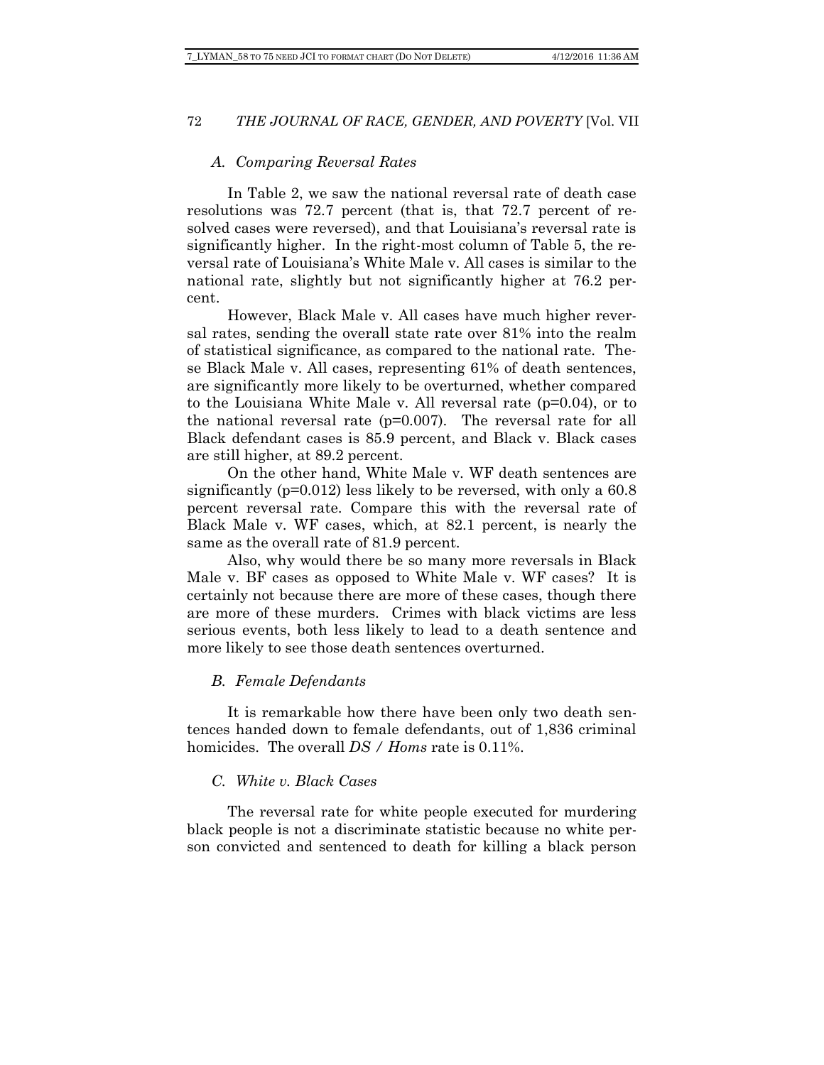### *A. Comparing Reversal Rates*

In Table 2, we saw the national reversal rate of death case resolutions was 72.7 percent (that is, that 72.7 percent of resolved cases were reversed), and that Louisiana's reversal rate is significantly higher. In the right-most column of Table 5, the reversal rate of Louisiana's White Male v. All cases is similar to the national rate, slightly but not significantly higher at 76.2 percent.

However, Black Male v. All cases have much higher reversal rates, sending the overall state rate over 81% into the realm of statistical significance, as compared to the national rate. These Black Male v. All cases, representing 61% of death sentences, are significantly more likely to be overturned, whether compared to the Louisiana White Male v. All reversal rate ($p=0.04$), or to the national reversal rate ($p=0.007$). The reversal rate for all Black defendant cases is 85.9 percent, and Black v. Black cases are still higher, at 89.2 percent.

On the other hand, White Male v. WF death sentences are significantly ($p=0.012$) less likely to be reversed, with only a 60.8 percent reversal rate. Compare this with the reversal rate of Black Male v. WF cases, which, at 82.1 percent, is nearly the same as the overall rate of 81.9 percent.

Also, why would there be so many more reversals in Black Male v. BF cases as opposed to White Male v. WF cases? It is certainly not because there are more of these cases, though there are more of these murders. Crimes with black victims are less serious events, both less likely to lead to a death sentence and more likely to see those death sentences overturned.

### *B. Female Defendants*

It is remarkable how there have been only two death sentences handed down to female defendants, out of 1,836 criminal homicides. The overall *DS / Homs* rate is 0.11%.

### *C. White v. Black Cases*

The reversal rate for white people executed for murdering black people is not a discriminate statistic because no white person convicted and sentenced to death for killing a black person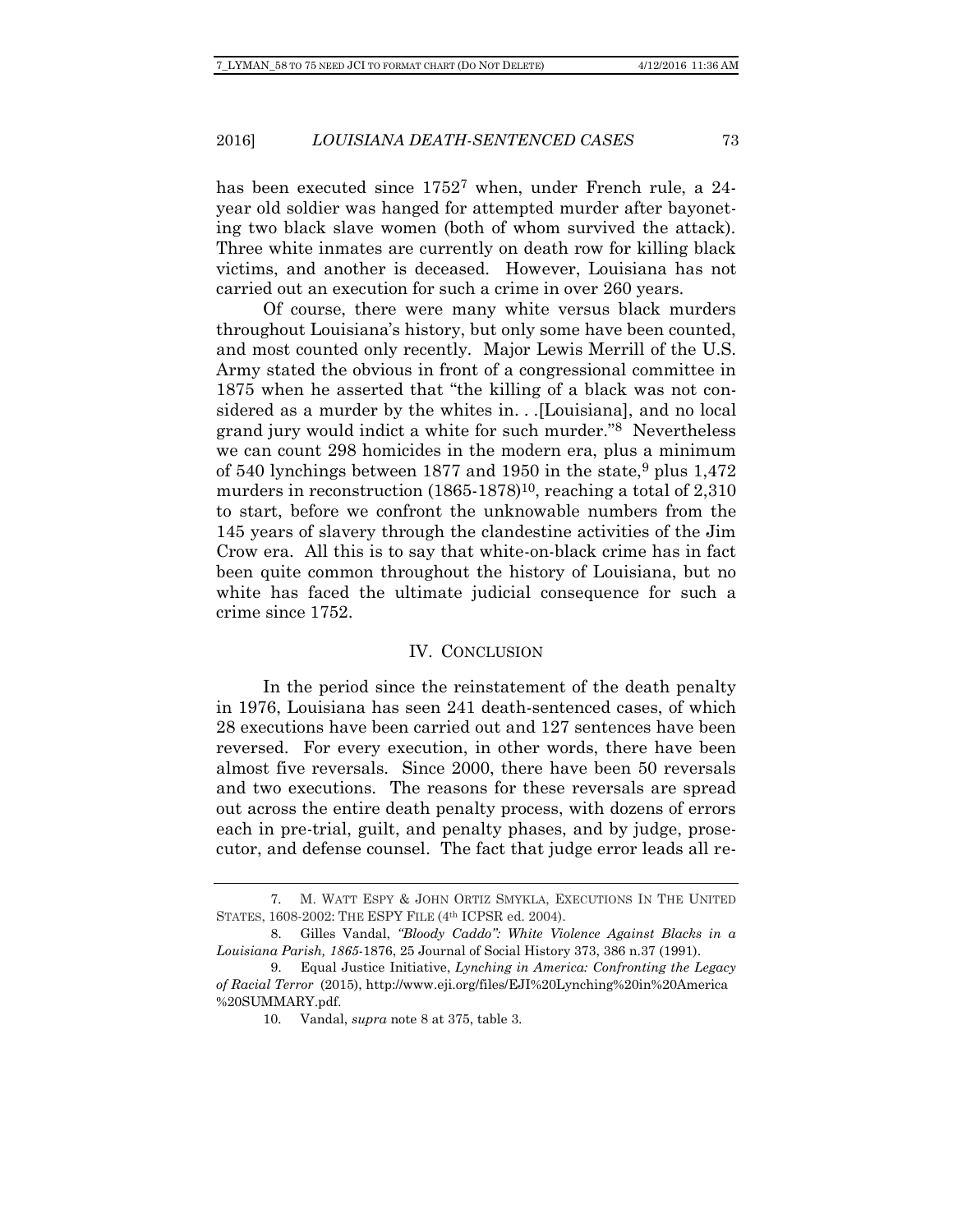has been executed since 1752[7] when, under French rule, a 24-year old soldier was hanged for attempted murder after bayoneting two black slave women (both of whom survived the attack). Three white inmates are currently on death row for killing black victims, and another is deceased. However, Louisiana has not carried out an execution for such a crime in over 260 years.

Of course, there were many white versus black murders throughout Louisiana's history, but only some have been counted, and most counted only recently. Major Lewis Merrill of the U.S. Army stated the obvious in front of a congressional committee in 1875 when he asserted that "the killing of a black was not considered as a murder by the whites in. . .[Louisiana], and no local grand jury would indict a white for such murder."[8] Nevertheless we can count 298 homicides in the modern era, plus a minimum of 540 lynchings between 1877 and 1950 in the state,[9] plus 1,472 murders in reconstruction (1865-1878)[10], reaching a total of 2,310 to start, before we confront the unknowable numbers from the 145 years of slavery through the clandestine activities of the Jim Crow era. All this is to say that white-on-black crime has in fact been quite common throughout the history of Louisiana, but no white has faced the ultimate judicial consequence for such a crime since 1752.

## IV. Conclusion

In the period since the reinstatement of the death penalty in 1976, Louisiana has seen 241 death-sentenced cases, of which 28 executions have been carried out and 127 sentences have been reversed. For every execution, in other words, there have been almost five reversals. Since 2000, there have been 50 reversals and two executions. The reasons for these reversals are spread out across the entire death penalty process, with dozens of errors each in pre-trial, guilt, and penalty phases, and by judge, prosecutor, and defense counsel. The fact that judge error leads all re-

---

7. M. Watt Espy & John Ortiz Smykla, Executions In The United States, 1608-2002: The Espy File (4th ICPSR ed. 2004).

8. Gilles Vandal, *"Bloody Caddo": White Violence Against Blacks in a Louisiana Parish, 1865-*1876, 25 Journal of Social History 373, 386 n.37 (1991).

9. Equal Justice Initiative, *Lynching in America: Confronting the Legacy of Racial Terror* (2015), http://www.eji.org/files/EJI%20Lynching%20in%20America%20SUMMARY.pdf.

10. Vandal, *supra* note 8 at 375, table 3.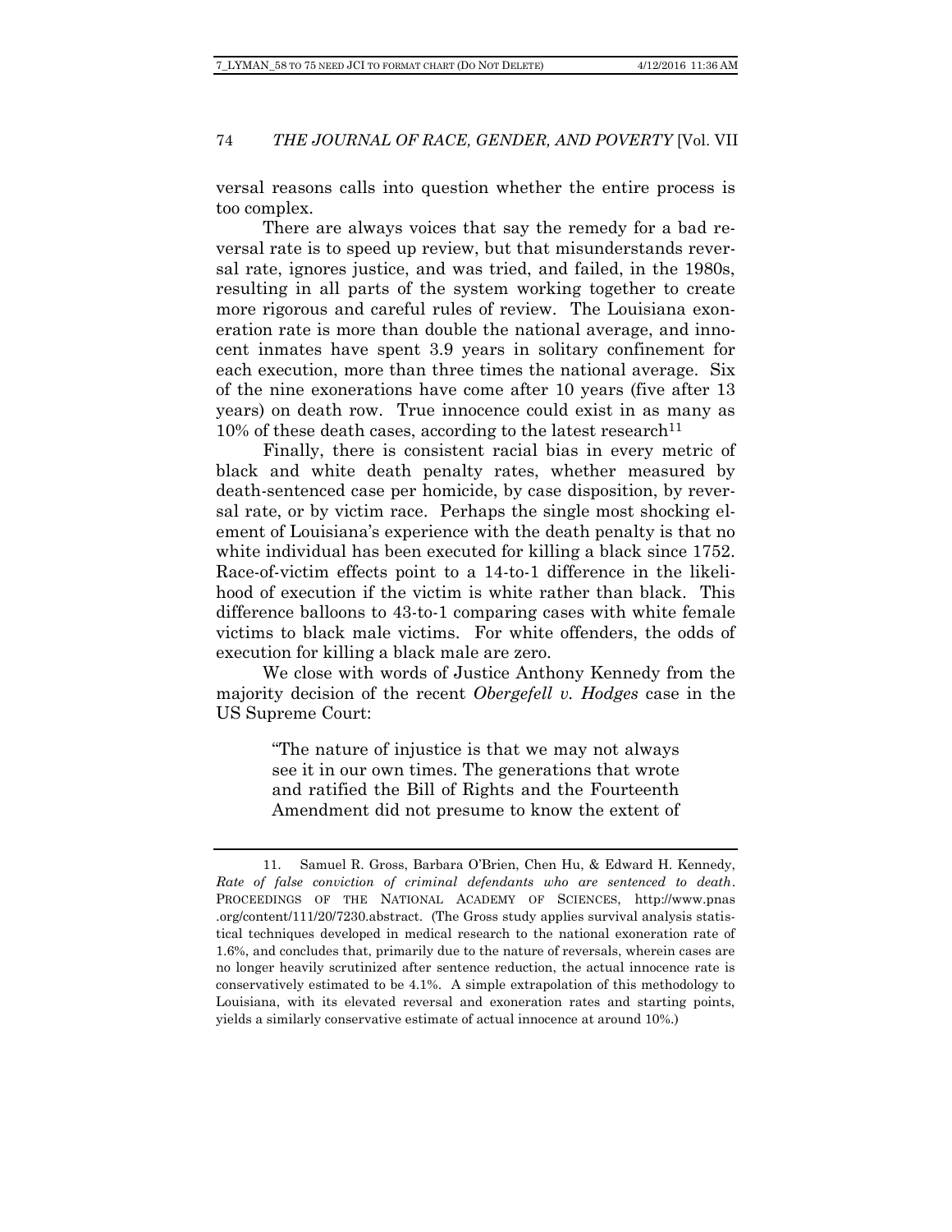versal reasons calls into question whether the entire process is too complex.

There are always voices that say the remedy for a bad reversal rate is to speed up review, but that misunderstands reversal rate, ignores justice, and was tried, and failed, in the 1980s, resulting in all parts of the system working together to create more rigorous and careful rules of review. The Louisiana exoneration rate is more than double the national average, and innocent inmates have spent 3.9 years in solitary confinement for each execution, more than three times the national average. Six of the nine exonerations have come after 10 years (five after 13 years) on death row. True innocence could exist in as many as 10% of these death cases, according to the latest research[11]

Finally, there is consistent racial bias in every metric of black and white death penalty rates, whether measured by death-sentenced case per homicide, by case disposition, by reversal rate, or by victim race. Perhaps the single most shocking element of Louisiana's experience with the death penalty is that no white individual has been executed for killing a black since 1752. Race-of-victim effects point to a 14-to-1 difference in the likelihood of execution if the victim is white rather than black. This difference balloons to 43-to-1 comparing cases with white female victims to black male victims. For white offenders, the odds of execution for killing a black male are zero.

We close with words of Justice Anthony Kennedy from the majority decision of the recent *Obergefell v. Hodges* case in the US Supreme Court:

> "The nature of injustice is that we may not always see it in our own times. The generations that wrote and ratified the Bill of Rights and the Fourteenth Amendment did not presume to know the extent of

---

11. Samuel R. Gross, Barbara O'Brien, Chen Hu, & Edward H. Kennedy, *Rate of false conviction of criminal defendants who are sentenced to death*. PROCEEDINGS OF THE NATIONAL ACADEMY OF SCIENCES, http://www.pnas.org/content/111/20/7230.abstract. (The Gross study applies survival analysis statistical techniques developed in medical research to the national exoneration rate of 1.6%, and concludes that, primarily due to the nature of reversals, wherein cases are no longer heavily scrutinized after sentence reduction, the actual innocence rate is conservatively estimated to be 4.1%. A simple extrapolation of this methodology to Louisiana, with its elevated reversal and exoneration rates and starting points, yields a similarly conservative estimate of actual innocence at around 10%.)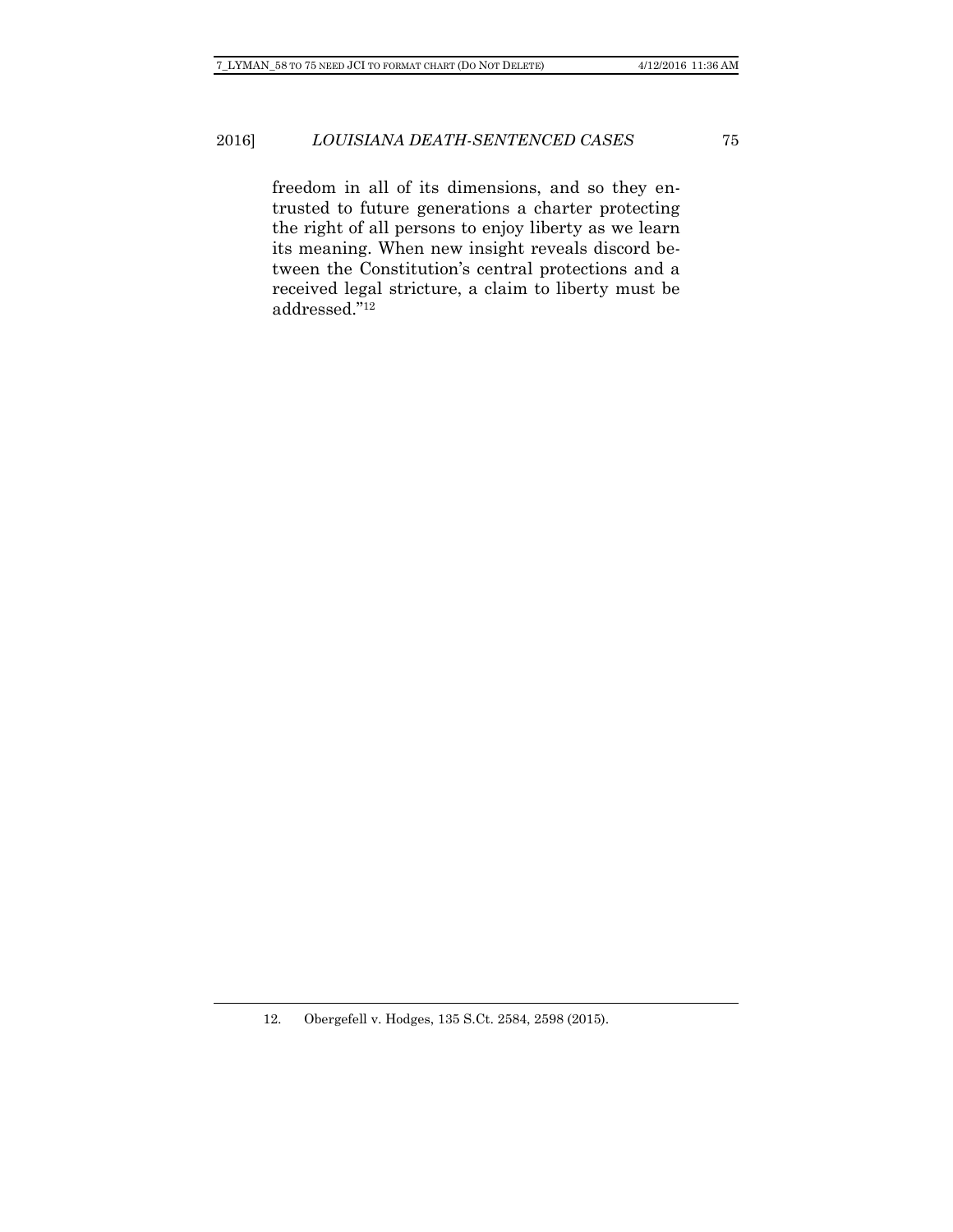freedom in all of its dimensions, and so they entrusted to future generations a charter protecting the right of all persons to enjoy liberty as we learn its meaning. When new insight reveals discord between the Constitution's central protections and a received legal stricture, a claim to liberty must be addressed."[12]

---

12. Obergefell v. Hodges, 135 S.Ct. 2584, 2598 (2015).